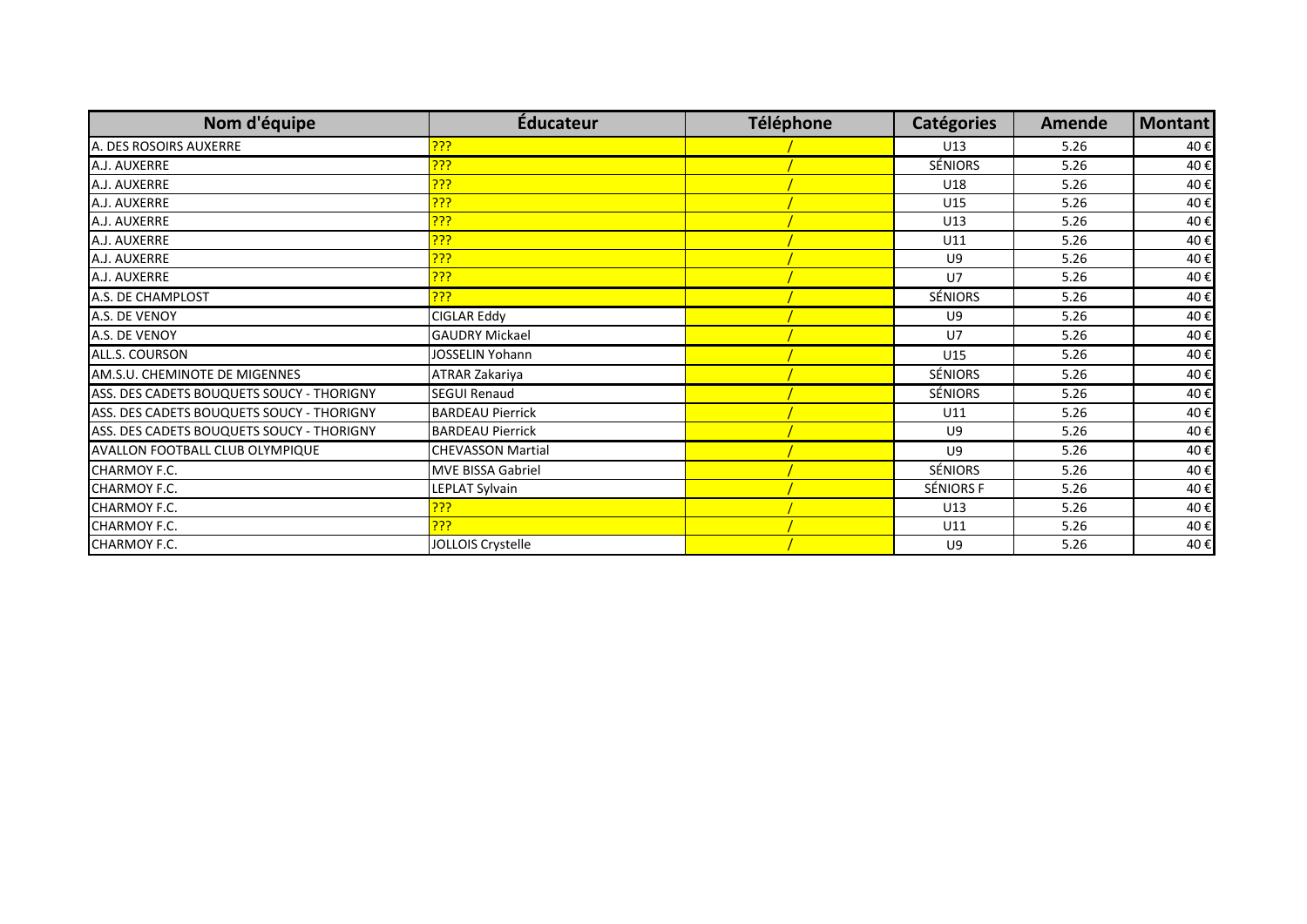| Nom d'équipe | Éducateur | Téléphone | Catégories | Amende | Montant |
|---|---|---|---|---|---|
| A. DES ROSOIRS AUXERRE | ??? | / | U13 | 5.26 | 40 € |
| A.J. AUXERRE | ??? | / | SÉNIORS | 5.26 | 40 € |
| A.J. AUXERRE | ??? | / | U18 | 5.26 | 40 € |
| A.J. AUXERRE | ??? | / | U15 | 5.26 | 40 € |
| A.J. AUXERRE | ??? | / | U13 | 5.26 | 40 € |
| A.J. AUXERRE | ??? | / | U11 | 5.26 | 40 € |
| A.J. AUXERRE | ??? | / | U9 | 5.26 | 40 € |
| A.J. AUXERRE | ??? | / | U7 | 5.26 | 40 € |
| A.S. DE CHAMPLOST | ??? | / | SÉNIORS | 5.26 | 40 € |
| A.S. DE VENOY | CIGLAR Eddy | / | U9 | 5.26 | 40 € |
| A.S. DE VENOY | GAUDRY Mickael | / | U7 | 5.26 | 40 € |
| ALL.S. COURSON | JOSSELIN Yohann | / | U15 | 5.26 | 40 € |
| AM.S.U. CHEMINOTE DE MIGENNES | ATRAR Zakariya | / | SÉNIORS | 5.26 | 40 € |
| ASS. DES CADETS BOUQUETS SOUCY - THORIGNY | SEGUI Renaud | / | SÉNIORS | 5.26 | 40 € |
| ASS. DES CADETS BOUQUETS SOUCY - THORIGNY | BARDEAU Pierrick | / | U11 | 5.26 | 40 € |
| ASS. DES CADETS BOUQUETS SOUCY - THORIGNY | BARDEAU Pierrick | / | U9 | 5.26 | 40 € |
| AVALLON FOOTBALL CLUB OLYMPIQUE | CHEVASSON Martial | / | U9 | 5.26 | 40 € |
| CHARMOY F.C. | MVE BISSA Gabriel | / | SÉNIORS | 5.26 | 40 € |
| CHARMOY F.C. | LEPLAT Sylvain | / | SÉNIORS F | 5.26 | 40 € |
| CHARMOY F.C. | ??? | / | U13 | 5.26 | 40 € |
| CHARMOY F.C. | ??? | / | U11 | 5.26 | 40 € |
| CHARMOY F.C. | JOLLOIS Crystelle | / | U9 | 5.26 | 40 € |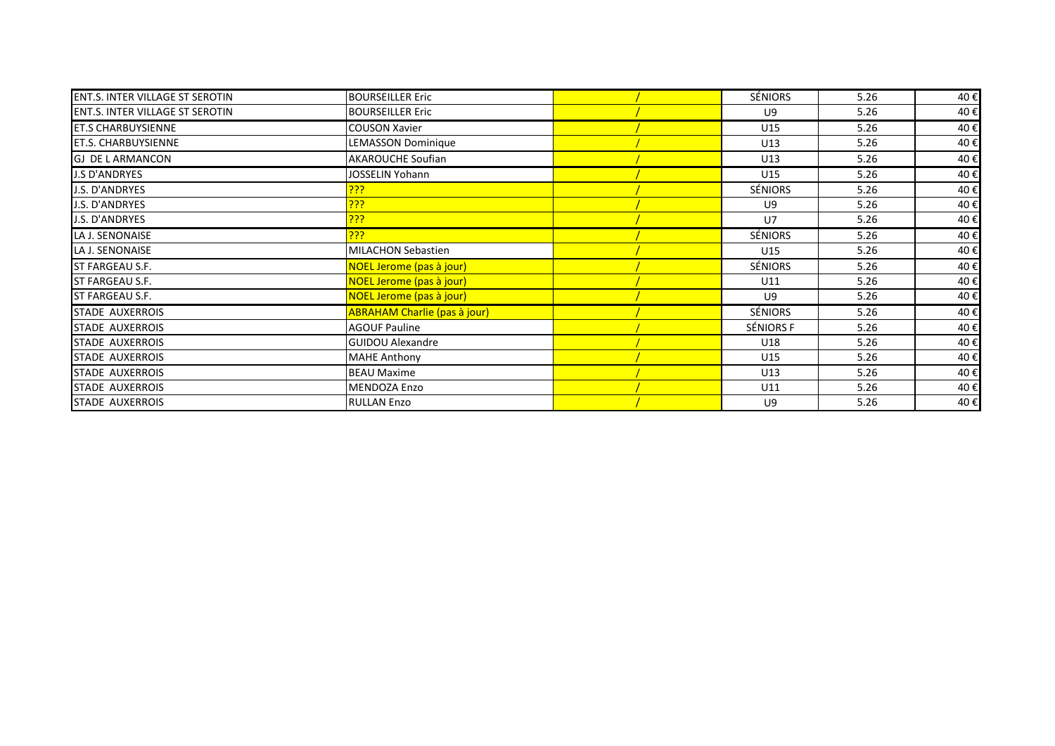| | | | | | |
|---|---|---|---|---|---|
| ENT.S. INTER VILLAGE ST SEROTIN | BOURSEILLER Eric | / | SÉNIORS | 5.26 | 40 € |
| ENT.S. INTER VILLAGE ST SEROTIN | BOURSEILLER Eric | / | U9 | 5.26 | 40 € |
| ET.S CHARBUYSIENNE | COUSON Xavier | / | U15 | 5.26 | 40 € |
| ET.S. CHARBUYSIENNE | LEMASSON Dominique | / | U13 | 5.26 | 40 € |
| GJ DE L ARMANCON | AKAROUCHE Soufian | / | U13 | 5.26 | 40 € |
| J.S D'ANDRYES | JOSSELIN Yohann | / | U15 | 5.26 | 40 € |
| J.S. D'ANDRYES | ??? | / | SÉNIORS | 5.26 | 40 € |
| J.S. D'ANDRYES | ??? | / | U9 | 5.26 | 40 € |
| J.S. D'ANDRYES | ??? | / | U7 | 5.26 | 40 € |
| LA J. SENONAISE | ??? | / | SÉNIORS | 5.26 | 40 € |
| LA J. SENONAISE | MILACHON Sebastien | / | U15 | 5.26 | 40 € |
| ST FARGEAU S.F. | NOEL Jerome (pas à jour) | / | SÉNIORS | 5.26 | 40 € |
| ST FARGEAU S.F. | NOEL Jerome (pas à jour) | / | U11 | 5.26 | 40 € |
| ST FARGEAU S.F. | NOEL Jerome (pas à jour) | / | U9 | 5.26 | 40 € |
| STADE AUXERROIS | ABRAHAM Charlie (pas à jour) | / | SÉNIORS | 5.26 | 40 € |
| STADE AUXERROIS | AGOUF Pauline | / | SÉNIORS F | 5.26 | 40 € |
| STADE AUXERROIS | GUIDOU Alexandre | / | U18 | 5.26 | 40 € |
| STADE AUXERROIS | MAHE Anthony | / | U15 | 5.26 | 40 € |
| STADE AUXERROIS | BEAU Maxime | / | U13 | 5.26 | 40 € |
| STADE AUXERROIS | MENDOZA Enzo | / | U11 | 5.26 | 40 € |
| STADE AUXERROIS | RULLAN Enzo | / | U9 | 5.26 | 40 € |